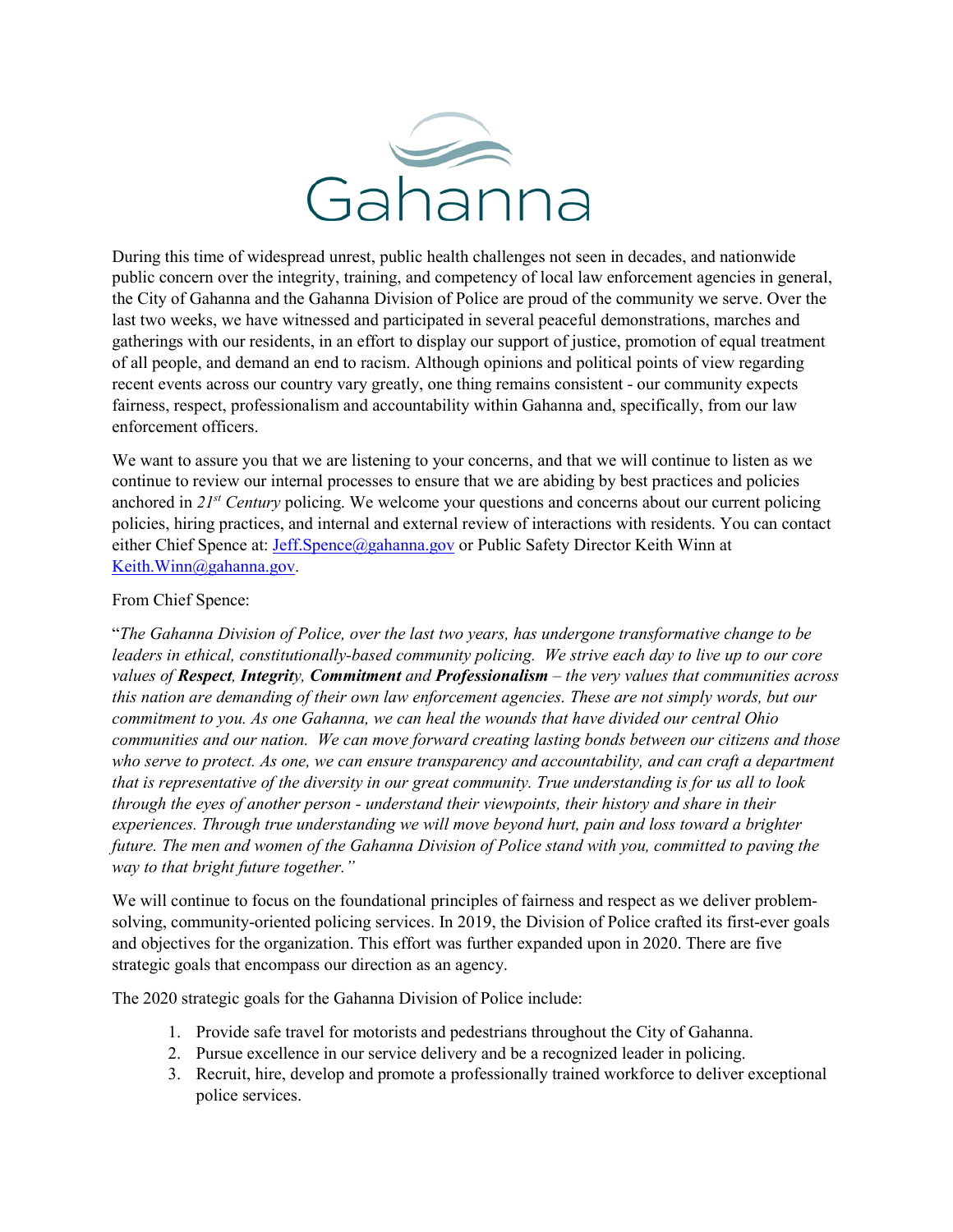# Gahanna

During this time of widespread unrest, public health challenges not seen in decades, and nationwide public concern over the integrity, training, and competency of local law enforcement agencies in general, the City of Gahanna and the Gahanna Division of Police are proud of the community we serve. Over the last two weeks, we have witnessed and participated in several peaceful demonstrations, marches and gatherings with our residents, in an effort to display our support of justice, promotion of equal treatment of all people, and demand an end to racism. Although opinions and political points of view regarding recent events across our country vary greatly, one thing remains consistent - our community expects fairness, respect, professionalism and accountability within Gahanna and, specifically, from our law enforcement officers.

We want to assure you that we are listening to your concerns, and that we will continue to listen as we continue to review our internal processes to ensure that we are abiding by best practices and policies anchored in *21st Century* policing. We welcome your questions and concerns about our current policing policies, hiring practices, and internal and external review of interactions with residents. You can contact either Chief Spence at: Jeff.Spence@gahanna.gov or Public Safety Director Keith Winn at Keith.Winn@gahanna.gov.

From Chief Spence:

"*The Gahanna Division of Police, over the last two years, has undergone transformative change to be leaders in ethical, constitutionally-based community policing. We strive each day to live up to our core values of* ***Respect, Integrity, Commitment*** *and* ***Professionalism*** *– the very values that communities across this nation are demanding of their own law enforcement agencies. These are not simply words, but our commitment to you. As one Gahanna, we can heal the wounds that have divided our central Ohio communities and our nation. We can move forward creating lasting bonds between our citizens and those who serve to protect. As one, we can ensure transparency and accountability, and can craft a department that is representative of the diversity in our great community. True understanding is for us all to look through the eyes of another person - understand their viewpoints, their history and share in their experiences. Through true understanding we will move beyond hurt, pain and loss toward a brighter future. The men and women of the Gahanna Division of Police stand with you, committed to paving the way to that bright future together.*"

We will continue to focus on the foundational principles of fairness and respect as we deliver problem-solving, community-oriented policing services. In 2019, the Division of Police crafted its first-ever goals and objectives for the organization. This effort was further expanded upon in 2020. There are five strategic goals that encompass our direction as an agency.

The 2020 strategic goals for the Gahanna Division of Police include:

1. Provide safe travel for motorists and pedestrians throughout the City of Gahanna.
2. Pursue excellence in our service delivery and be a recognized leader in policing.
3. Recruit, hire, develop and promote a professionally trained workforce to deliver exceptional police services.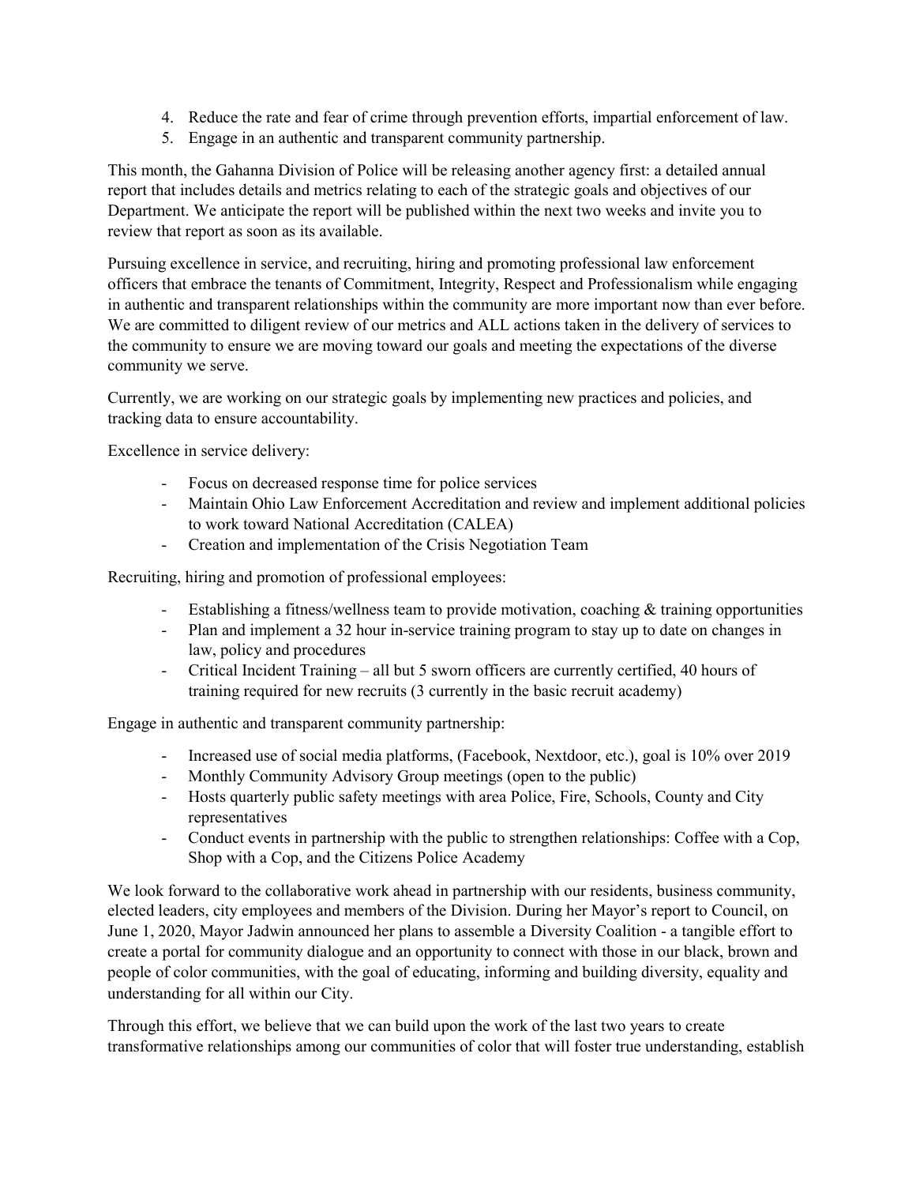4. Reduce the rate and fear of crime through prevention efforts, impartial enforcement of law.
5. Engage in an authentic and transparent community partnership.

This month, the Gahanna Division of Police will be releasing another agency first: a detailed annual report that includes details and metrics relating to each of the strategic goals and objectives of our Department. We anticipate the report will be published within the next two weeks and invite you to review that report as soon as its available.

Pursuing excellence in service, and recruiting, hiring and promoting professional law enforcement officers that embrace the tenants of Commitment, Integrity, Respect and Professionalism while engaging in authentic and transparent relationships within the community are more important now than ever before. We are committed to diligent review of our metrics and ALL actions taken in the delivery of services to the community to ensure we are moving toward our goals and meeting the expectations of the diverse community we serve.

Currently, we are working on our strategic goals by implementing new practices and policies, and tracking data to ensure accountability.

Excellence in service delivery:

- Focus on decreased response time for police services
- Maintain Ohio Law Enforcement Accreditation and review and implement additional policies to work toward National Accreditation (CALEA)
- Creation and implementation of the Crisis Negotiation Team

Recruiting, hiring and promotion of professional employees:

- Establishing a fitness/wellness team to provide motivation, coaching & training opportunities
- Plan and implement a 32 hour in-service training program to stay up to date on changes in law, policy and procedures
- Critical Incident Training – all but 5 sworn officers are currently certified, 40 hours of training required for new recruits (3 currently in the basic recruit academy)

Engage in authentic and transparent community partnership:

- Increased use of social media platforms, (Facebook, Nextdoor, etc.), goal is 10% over 2019
- Monthly Community Advisory Group meetings (open to the public)
- Hosts quarterly public safety meetings with area Police, Fire, Schools, County and City representatives
- Conduct events in partnership with the public to strengthen relationships: Coffee with a Cop, Shop with a Cop, and the Citizens Police Academy

We look forward to the collaborative work ahead in partnership with our residents, business community, elected leaders, city employees and members of the Division. During her Mayor's report to Council, on June 1, 2020, Mayor Jadwin announced her plans to assemble a Diversity Coalition - a tangible effort to create a portal for community dialogue and an opportunity to connect with those in our black, brown and people of color communities, with the goal of educating, informing and building diversity, equality and understanding for all within our City.

Through this effort, we believe that we can build upon the work of the last two years to create transformative relationships among our communities of color that will foster true understanding, establish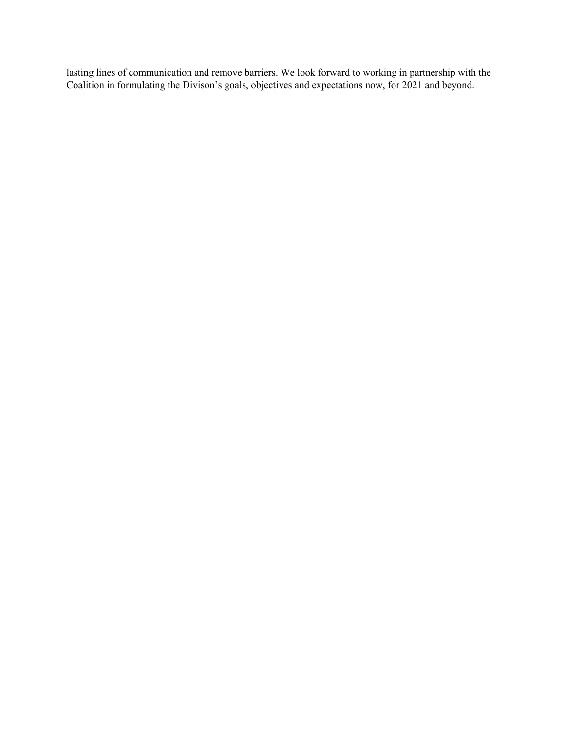lasting lines of communication and remove barriers. We look forward to working in partnership with the Coalition in formulating the Divison's goals, objectives and expectations now, for 2021 and beyond.